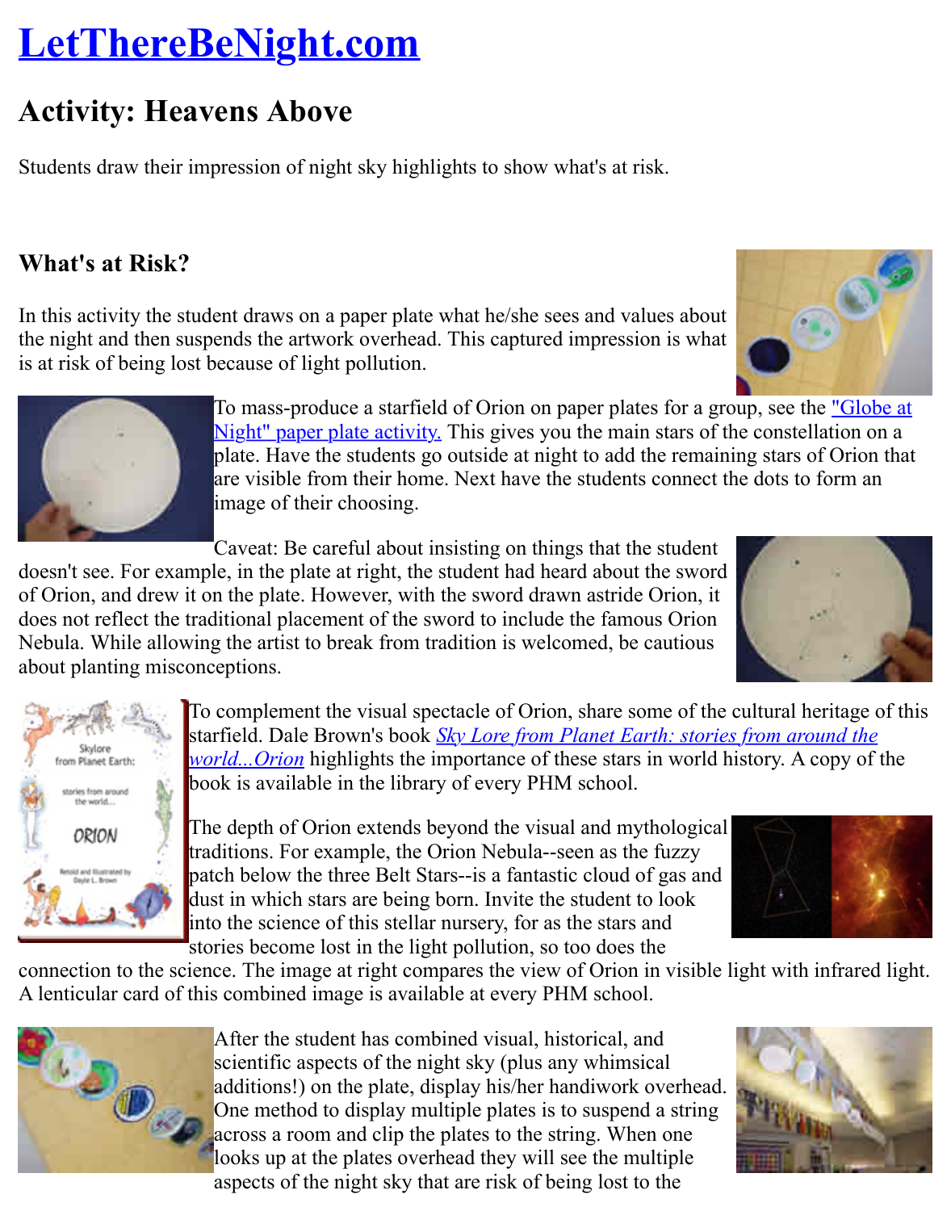# LetThereBeNight.com

## Activity: Heavens Above

Students draw their impression of night sky highlights to show what's at risk.

### What's at Risk?

In this activity the student draws on a paper plate what he/she sees and values about the night and then suspends the artwork overhead. This captured impression is what is at risk of being lost because of light pollution.

To mass-produce a starfield of Orion on paper plates for a group, see the "Globe at Night" paper plate activity. This gives you the main stars of the constellation on a plate. Have the students go outside at night to add the remaining stars of Orion that are visible from their home. Next have the students connect the dots to form an image of their choosing.

Caveat: Be careful about insisting on things that the student doesn't see. For example, in the plate at right, the student had heard about the sword of Orion, and drew it on the plate. However, with the sword drawn astride Orion, it does not reflect the traditional placement of the sword to include the famous Orion Nebula. While allowing the artist to break from tradition is welcomed, be cautious about planting misconceptions.

To complement the visual spectacle of Orion, share some of the cultural heritage of this starfield. Dale Brown's book *Sky Lore from Planet Earth: stories from around the world...Orion* highlights the importance of these stars in world history. A copy of the book is available in the library of every PHM school.

The depth of Orion extends beyond the visual and mythological traditions. For example, the Orion Nebula--seen as the fuzzy patch below the three Belt Stars--is a fantastic cloud of gas and dust in which stars are being born. Invite the student to look into the science of this stellar nursery, for as the stars and stories become lost in the light pollution, so too does the connection to the science. The image at right compares the view of Orion in visible light with infrared light. A lenticular card of this combined image is available at every PHM school.

After the student has combined visual, historical, and scientific aspects of the night sky (plus any whimsical additions!) on the plate, display his/her handiwork overhead. One method to display multiple plates is to suspend a string across a room and clip the plates to the string. When one looks up at the plates overhead they will see the multiple aspects of the night sky that are risk of being lost to the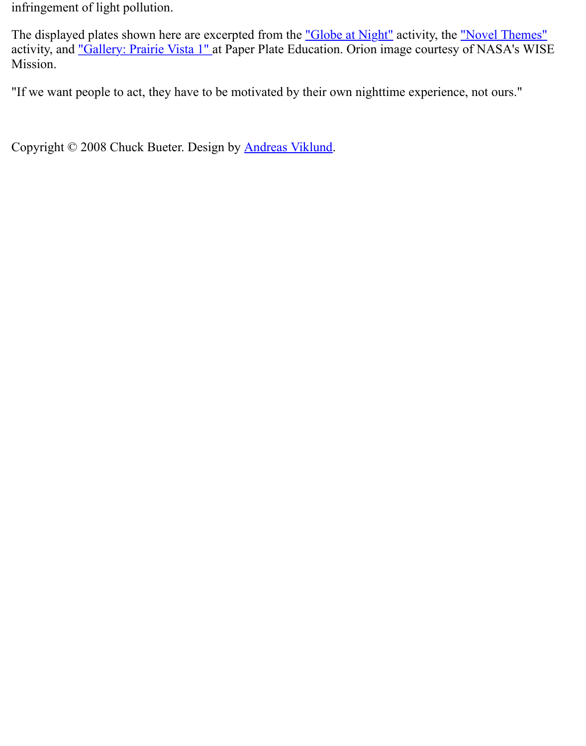infringement of light pollution.

The displayed plates shown here are excerpted from the "Globe at Night" activity, the "Novel Themes" activity, and "Gallery: Prairie Vista 1" at Paper Plate Education. Orion image courtesy of NASA's WISE Mission.

"If we want people to act, they have to be motivated by their own nighttime experience, not ours."

Copyright © 2008 Chuck Bueter. Design by Andreas Viklund.